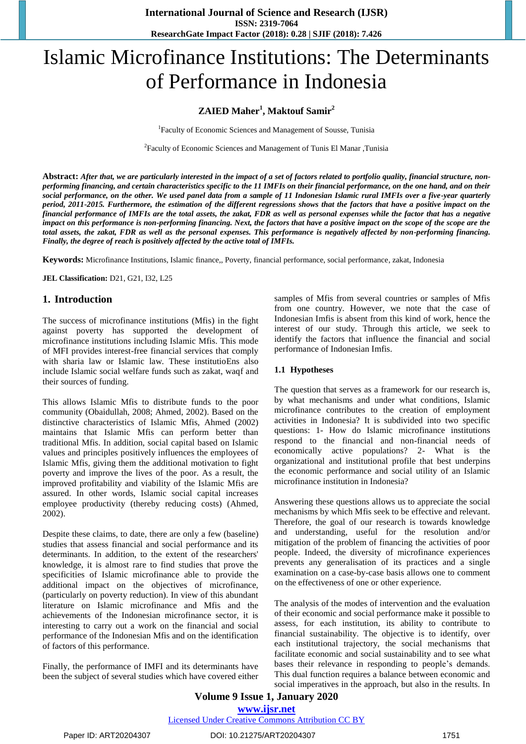# Islamic Microfinance Institutions: The Determinants of Performance in Indonesia

**ZAIED Maher[1], Maktouf Samir[2]**

[1]Faculty of Economic Sciences and Management of Sousse, Tunisia

[2]Faculty of Economic Sciences and Management of Tunis El Manar ,Tunisia

**Abstract:** ***After that, we are particularly interested in the impact of a set of factors related to portfolio quality, financial structure, non-performing financing, and certain characteristics specific to the 11 IMFIs on their financial performance, on the one hand, and on their social performance, on the other. We used panel data from a sample of 11 Indonesian Islamic rural IMFIs over a five-year quarterly period, 2011-2015. Furthermore, the estimation of the different regressions shows that the factors that have a positive impact on the financial performance of IMFIs are the total assets, the zakat, FDR as well as personal expenses while the factor that has a negative impact on this performance is non-performing financing. Next, the factors that have a positive impact on the scope of the scope are the total assets, the zakat, FDR as well as the personal expenses. This performance is negatively affected by non-performing financing. Finally, the degree of reach is positively affected by the active total of IMFIs.***

**Keywords:** Microfinance Institutions, Islamic finance,, Poverty, financial performance, social performance, zakat, Indonesia

**JEL Classification:** D21, G21, I32, L25

## 1. Introduction

The success of microfinance institutions (Mfis) in the fight against poverty has supported the development of microfinance institutions including Islamic Mfis. This mode of MFI provides interest-free financial services that comply with sharia law or Islamic law. These institutioEns also include Islamic social welfare funds such as zakat, waqf and their sources of funding.

This allows Islamic Mfis to distribute funds to the poor community (Obaidullah, 2008; Ahmed, 2002). Based on the distinctive characteristics of Islamic Mfis, Ahmed (2002) maintains that Islamic Mfis can perform better than traditional Mfis. In addition, social capital based on Islamic values and principles positively influences the employees of Islamic Mfis, giving them the additional motivation to fight poverty and improve the lives of the poor. As a result, the improved profitability and viability of the Islamic Mfis are assured. In other words, Islamic social capital increases employee productivity (thereby reducing costs) (Ahmed, 2002).

Despite these claims, to date, there are only a few (baseline) studies that assess financial and social performance and its determinants. In addition, to the extent of the researchers' knowledge, it is almost rare to find studies that prove the specificities of Islamic microfinance able to provide the additional impact on the objectives of microfinance, (particularly on poverty reduction). In view of this abundant literature on Islamic microfinance and Mfis and the achievements of the Indonesian microfinance sector, it is interesting to carry out a work on the financial and social performance of the Indonesian Mfis and on the identification of factors of this performance.

Finally, the performance of IMFI and its determinants have been the subject of several studies which have covered either samples of Mfis from several countries or samples of Mfis from one country. However, we note that the case of Indonesian Imfis is absent from this kind of work, hence the interest of our study. Through this article, we seek to identify the factors that influence the financial and social performance of Indonesian Imfis.

### 1.1 Hypotheses

The question that serves as a framework for our research is, by what mechanisms and under what conditions, Islamic microfinance contributes to the creation of employment activities in Indonesia? It is subdivided into two specific questions: 1- How do Islamic microfinance institutions respond to the financial and non-financial needs of economically active populations? 2- What is the organizational and institutional profile that best underpins the economic performance and social utility of an Islamic microfinance institution in Indonesia?

Answering these questions allows us to appreciate the social mechanisms by which Mfis seek to be effective and relevant. Therefore, the goal of our research is towards knowledge and understanding, useful for the resolution and/or mitigation of the problem of financing the activities of poor people. Indeed, the diversity of microfinance experiences prevents any generalisation of its practices and a single examination on a case-by-case basis allows one to comment on the effectiveness of one or other experience.

The analysis of the modes of intervention and the evaluation of their economic and social performance make it possible to assess, for each institution, its ability to contribute to financial sustainability. The objective is to identify, over each institutional trajectory, the social mechanisms that facilitate economic and social sustainability and to see what bases their relevance in responding to people's demands. This dual function requires a balance between economic and social imperatives in the approach, but also in the results. In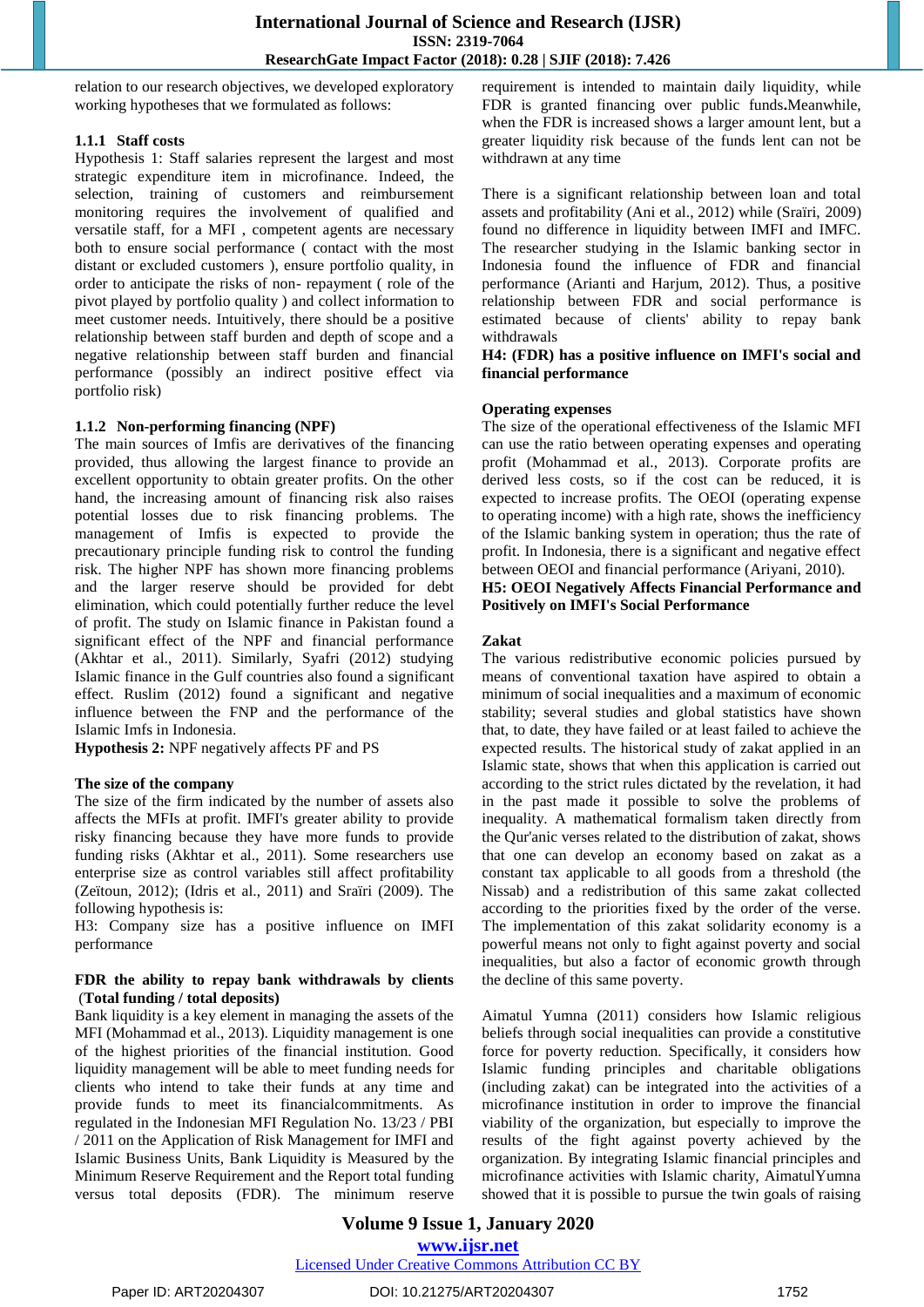relation to our research objectives, we developed exploratory working hypotheses that we formulated as follows:

#### 1.1.1 Staff costs

Hypothesis 1: Staff salaries represent the largest and most strategic expenditure item in microfinance. Indeed, the selection, training of customers and reimbursement monitoring requires the involvement of qualified and versatile staff, for a MFI , competent agents are necessary both to ensure social performance ( contact with the most distant or excluded customers ), ensure portfolio quality, in order to anticipate the risks of non- repayment ( role of the pivot played by portfolio quality ) and collect information to meet customer needs. Intuitively, there should be a positive relationship between staff burden and depth of scope and a negative relationship between staff burden and financial performance (possibly an indirect positive effect via portfolio risk)

#### 1.1.2 Non-performing financing (NPF)

The main sources of Imfis are derivatives of the financing provided, thus allowing the largest finance to provide an excellent opportunity to obtain greater profits. On the other hand, the increasing amount of financing risk also raises potential losses due to risk financing problems. The management of Imfis is expected to provide the precautionary principle funding risk to control the funding risk. The higher NPF has shown more financing problems and the larger reserve should be provided for debt elimination, which could potentially further reduce the level of profit. The study on Islamic finance in Pakistan found a significant effect of the NPF and financial performance (Akhtar et al., 2011). Similarly, Syafri (2012) studying Islamic finance in the Gulf countries also found a significant effect. Ruslim (2012) found a significant and negative influence between the FNP and the performance of the Islamic Imfs in Indonesia.

**Hypothesis 2:** NPF negatively affects PF and PS

**The size of the company**

The size of the firm indicated by the number of assets also affects the MFIs at profit. IMFI's greater ability to provide risky financing because they have more funds to provide funding risks (Akhtar et al., 2011). Some researchers use enterprise size as control variables still affect profitability (Zeïtoun, 2012); (Idris et al., 2011) and Sraïri (2009). The following hypothesis is:

H3: Company size has a positive influence on IMFI performance

**FDR the ability to repay bank withdrawals by clients (Total funding / total deposits)**

Bank liquidity is a key element in managing the assets of the MFI (Mohammad et al., 2013). Liquidity management is one of the highest priorities of the financial institution. Good liquidity management will be able to meet funding needs for clients who intend to take their funds at any time and provide funds to meet its financialcommitments. As regulated in the Indonesian MFI Regulation No. 13/23 / PBI / 2011 on the Application of Risk Management for IMFI and Islamic Business Units, Bank Liquidity is Measured by the Minimum Reserve Requirement and the Report total funding versus total deposits (FDR). The minimum reserve requirement is intended to maintain daily liquidity, while FDR is granted financing over public funds.Meanwhile, when the FDR is increased shows a larger amount lent, but a greater liquidity risk because of the funds lent can not be withdrawn at any time

There is a significant relationship between loan and total assets and profitability (Ani et al., 2012) while (Sraïri, 2009) found no difference in liquidity between IMFI and IMFC. The researcher studying in the Islamic banking sector in Indonesia found the influence of FDR and financial performance (Arianti and Harjum, 2012). Thus, a positive relationship between FDR and social performance is estimated because of clients' ability to repay bank withdrawals

**H4: (FDR) has a positive influence on IMFI's social and financial performance**

**Operating expenses**

The size of the operational effectiveness of the Islamic MFI can use the ratio between operating expenses and operating profit (Mohammad et al., 2013). Corporate profits are derived less costs, so if the cost can be reduced, it is expected to increase profits. The OEOI (operating expense to operating income) with a high rate, shows the inefficiency of the Islamic banking system in operation; thus the rate of profit. In Indonesia, there is a significant and negative effect between OEOI and financial performance (Ariyani, 2010).

**H5: OEOI Negatively Affects Financial Performance and Positively on IMFI's Social Performance**

**Zakat**

The various redistributive economic policies pursued by means of conventional taxation have aspired to obtain a minimum of social inequalities and a maximum of economic stability; several studies and global statistics have shown that, to date, they have failed or at least failed to achieve the expected results. The historical study of zakat applied in an Islamic state, shows that when this application is carried out according to the strict rules dictated by the revelation, it had in the past made it possible to solve the problems of inequality. A mathematical formalism taken directly from the Qur'anic verses related to the distribution of zakat, shows that one can develop an economy based on zakat as a constant tax applicable to all goods from a threshold (the Nissab) and a redistribution of this same zakat collected according to the priorities fixed by the order of the verse. The implementation of this zakat solidarity economy is a powerful means not only to fight against poverty and social inequalities, but also a factor of economic growth through the decline of this same poverty.

Aimatul Yumna (2011) considers how Islamic religious beliefs through social inequalities can provide a constitutive force for poverty reduction. Specifically, it considers how Islamic funding principles and charitable obligations (including zakat) can be integrated into the activities of a microfinance institution in order to improve the financial viability of the organization, but especially to improve the results of the fight against poverty achieved by the organization. By integrating Islamic financial principles and microfinance activities with Islamic charity, AimatulYumna showed that it is possible to pursue the twin goals of raising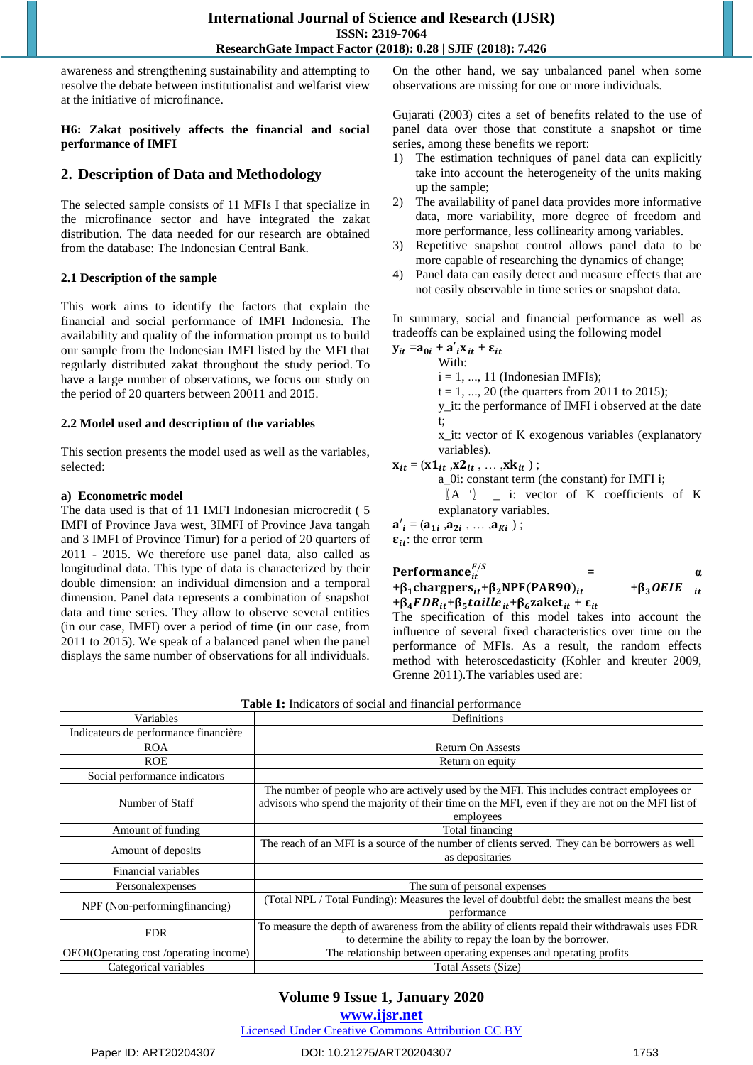awareness and strengthening sustainability and attempting to resolve the debate between institutionalist and welfarist view at the initiative of microfinance.

**H6: Zakat positively affects the financial and social performance of IMFI**

## 2. Description of Data and Methodology

The selected sample consists of 11 MFIs I that specialize in the microfinance sector and have integrated the zakat distribution. The data needed for our research are obtained from the database: The Indonesian Central Bank.

### 2.1 Description of the sample

This work aims to identify the factors that explain the financial and social performance of IMFI Indonesia. The availability and quality of the information prompt us to build our sample from the Indonesian IMFI listed by the MFI that regularly distributed zakat throughout the study period. To have a large number of observations, we focus our study on the period of 20 quarters between 20011 and 2015.

### 2.2 Model used and description of the variables

This section presents the model used as well as the variables, selected:

**a) Econometric model**

The data used is that of 11 IMFI Indonesian microcredit ( 5 IMFI of Province Java west, 3IMFI of Province Java tangah and 3 IMFI of Province Timur) for a period of 20 quarters of 2011 - 2015. We therefore use panel data, also called as longitudinal data. This type of data is characterized by their double dimension: an individual dimension and a temporal dimension. Panel data represents a combination of snapshot data and time series. They allow to observe several entities (in our case, IMFI) over a period of time (in our case, from 2011 to 2015). We speak of a balanced panel when the panel displays the same number of observations for all individuals. On the other hand, we say unbalanced panel when some observations are missing for one or more individuals.

Gujarati (2003) cites a set of benefits related to the use of panel data over those that constitute a snapshot or time series, among these benefits we report:

1) The estimation techniques of panel data can explicitly take into account the heterogeneity of the units making up the sample;
2) The availability of panel data provides more informative data, more variability, more degree of freedom and more performance, less collinearity among variables.
3) Repetitive snapshot control allows panel data to be more capable of researching the dynamics of change;
4) Panel data can easily detect and measure effects that are not easily observable in time series or snapshot data.

In summary, social and financial performance as well as tradeoffs can be explained using the following model

$$y_{it} = a_{0i} + a'_i x_{it} + \varepsilon_{it}$$

With:

i = 1, ..., 11 (Indonesian IMFIs);
t = 1, ..., 20 (the quarters from 2011 to 2015);
y_it: the performance of IMFI i observed at the date t;
x_it: vector of K exogenous variables (explanatory variables).

$x_{it} = (x1_{it}, x2_{it}, \ldots, xk_{it})$ ;

a_0i: constant term (the constant) for IMFI i;
〖A '〗 _ i: vector of K coefficients of K explanatory variables.

$a'_i = (a_{1i}, a_{2i}, \ldots, a_{Ki})$ ;

$\varepsilon_{it}$: the error term

$$Performance^{F/S}_{it} = \alpha + \beta_1 chargpers_{it} + \beta_2 NPF(PAR90)_{it} + \beta_3 OEIE_{it} + \beta_4 FDR_{it} + \beta_5 taille_{it} + \beta_6 zaket_{it} + \varepsilon_{it}$$

The specification of this model takes into account the influence of several fixed characteristics over time on the performance of MFIs. As a result, the random effects method with heteroscedasticity (Kohler and kreuter 2009, Grenne 2011).The variables used are:

**Table 1:** Indicators of social and financial performance

| Variables | Definitions |
|---|---|
| Indicateurs de performance financière | |
| ROA | Return On Assests |
| ROE | Return on equity |
| Social performance indicators | |
| Number of Staff | The number of people who are actively used by the MFI. This includes contract employees or advisors who spend the majority of their time on the MFI, even if they are not on the MFI list of employees |
| Amount of funding | Total financing |
| Amount of deposits | The reach of an MFI is a source of the number of clients served. They can be borrowers as well as depositaries |
| Financial variables | |
| Personalexpenses | The sum of personal expenses |
| NPF (Non-performingfinancing) | (Total NPL / Total Funding): Measures the level of doubtful debt: the smallest means the best performance |
| FDR | To measure the depth of awareness from the ability of clients repaid their withdrawals uses FDR to determine the ability to repay the loan by the borrower. |
| OEOI(Operating cost /operating income) | The relationship between operating expenses and operating profits |
| Categorical variables | Total Assets (Size) |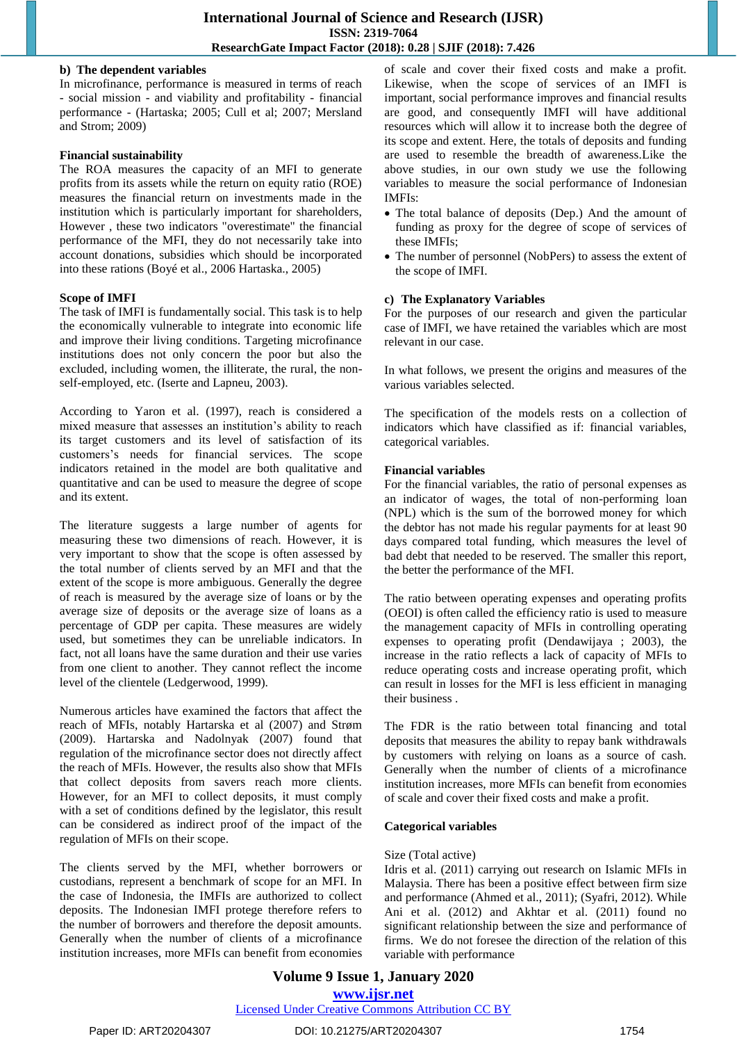**b) The dependent variables**

In microfinance, performance is measured in terms of reach - social mission - and viability and profitability - financial performance - (Hartaska; 2005; Cull et al; 2007; Mersland and Strom; 2009)

**Financial sustainability**

The ROA measures the capacity of an MFI to generate profits from its assets while the return on equity ratio (ROE) measures the financial return on investments made in the institution which is particularly important for shareholders, However , these two indicators "overestimate" the financial performance of the MFI, they do not necessarily take into account donations, subsidies which should be incorporated into these rations (Boyé et al., 2006 Hartaska., 2005)

**Scope of IMFI**

The task of IMFI is fundamentally social. This task is to help the economically vulnerable to integrate into economic life and improve their living conditions. Targeting microfinance institutions does not only concern the poor but also the excluded, including women, the illiterate, the rural, the non-self-employed, etc. (Iserte and Lapneu, 2003).

According to Yaron et al. (1997), reach is considered a mixed measure that assesses an institution's ability to reach its target customers and its level of satisfaction of its customers's needs for financial services. The scope indicators retained in the model are both qualitative and quantitative and can be used to measure the degree of scope and its extent.

The literature suggests a large number of agents for measuring these two dimensions of reach. However, it is very important to show that the scope is often assessed by the total number of clients served by an MFI and that the extent of the scope is more ambiguous. Generally the degree of reach is measured by the average size of loans or by the average size of deposits or the average size of loans as a percentage of GDP per capita. These measures are widely used, but sometimes they can be unreliable indicators. In fact, not all loans have the same duration and their use varies from one client to another. They cannot reflect the income level of the clientele (Ledgerwood, 1999).

Numerous articles have examined the factors that affect the reach of MFIs, notably Hartarska et al (2007) and Strøm (2009). Hartarska and Nadolnyak (2007) found that regulation of the microfinance sector does not directly affect the reach of MFIs. However, the results also show that MFIs that collect deposits from savers reach more clients. However, for an MFI to collect deposits, it must comply with a set of conditions defined by the legislator, this result can be considered as indirect proof of the impact of the regulation of MFIs on their scope.

The clients served by the MFI, whether borrowers or custodians, represent a benchmark of scope for an MFI. In the case of Indonesia, the IMFIs are authorized to collect deposits. The Indonesian IMFI protege therefore refers to the number of borrowers and therefore the deposit amounts. Generally when the number of clients of a microfinance institution increases, more MFIs can benefit from economies of scale and cover their fixed costs and make a profit. Likewise, when the scope of services of an IMFI is important, social performance improves and financial results are good, and consequently IMFI will have additional resources which will allow it to increase both the degree of its scope and extent. Here, the totals of deposits and funding are used to resemble the breadth of awareness.Like the above studies, in our own study we use the following variables to measure the social performance of Indonesian IMFIs:

- The total balance of deposits (Dep.) And the amount of funding as proxy for the degree of scope of services of these IMFIs;
- The number of personnel (NobPers) to assess the extent of the scope of IMFI.

**c) The Explanatory Variables**

For the purposes of our research and given the particular case of IMFI, we have retained the variables which are most relevant in our case.

In what follows, we present the origins and measures of the various variables selected.

The specification of the models rests on a collection of indicators which have classified as if: financial variables, categorical variables.

**Financial variables**

For the financial variables, the ratio of personal expenses as an indicator of wages, the total of non-performing loan (NPL) which is the sum of the borrowed money for which the debtor has not made his regular payments for at least 90 days compared total funding, which measures the level of bad debt that needed to be reserved. The smaller this report, the better the performance of the MFI.

The ratio between operating expenses and operating profits (OEOI) is often called the efficiency ratio is used to measure the management capacity of MFIs in controlling operating expenses to operating profit (Dendawijaya ; 2003), the increase in the ratio reflects a lack of capacity of MFIs to reduce operating costs and increase operating profit, which can result in losses for the MFI is less efficient in managing their business .

The FDR is the ratio between total financing and total deposits that measures the ability to repay bank withdrawals by customers with relying on loans as a source of cash. Generally when the number of clients of a microfinance institution increases, more MFIs can benefit from economies of scale and cover their fixed costs and make a profit.

**Categorical variables**

Size (Total active)

Idris et al. (2011) carrying out research on Islamic MFIs in Malaysia. There has been a positive effect between firm size and performance (Ahmed et al., 2011); (Syafri, 2012). While Ani et al. (2012) and Akhtar et al. (2011) found no significant relationship between the size and performance of firms. We do not foresee the direction of the relation of this variable with performance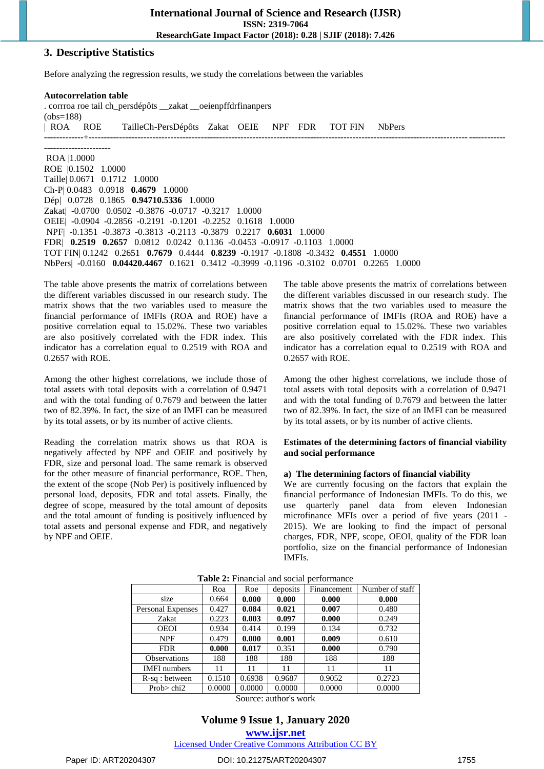## 3. Descriptive Statistics

Before analyzing the regression results, we study the correlations between the variables

**Autocorrelation table**

```
. corrroa roe tail ch_persdépôts __zakat __oeienpffdrfinanpers
(obs=188)
| ROA     ROE        TailleCh-PersDépôts   Zakat   OEIE     NPF   FDR     TOT FIN      NbPers
-------------+-------------------------------------------------------------------------------------------------------------------------------------------
----------------------
 ROA |1.0000
ROE  |0.1502   1.0000
Taille| 0.0671   0.1712   1.0000
Ch-P| 0.0483   0.0918   0.4679   1.0000
Dép|   0.0728   0.1865   0.94710.5336   1.0000
Zakat|  -0.0700   0.0502  -0.3876  -0.0717  -0.3217   1.0000
OEIE|  -0.0904  -0.2856  -0.2191  -0.1201  -0.2252   0.1618   1.0000
 NPF|  -0.1351  -0.3873  -0.3813  -0.2113  -0.3879   0.2217   0.6031   1.0000
FDR|   0.2519   0.2657   0.0812   0.0242   0.1136  -0.0453  -0.0917  -0.1103   1.0000
TOT FIN| 0.1242   0.2651   0.7679   0.4444   0.8239  -0.1917  -0.1808  -0.3432   0.4551   1.0000
NbPers|  -0.0160   0.04420.4467   0.1621   0.3412  -0.3999  -0.1196  -0.3102   0.0701   0.2265   1.0000
```

The table above presents the matrix of correlations between the different variables discussed in our research study. The matrix shows that the two variables used to measure the financial performance of IMFIs (ROA and ROE) have a positive correlation equal to 15.02%. These two variables are also positively correlated with the FDR index. This indicator has a correlation equal to 0.2519 with ROA and 0.2657 with ROE.

Among the other highest correlations, we include those of total assets with total deposits with a correlation of 0.9471 and with the total funding of 0.7679 and between the latter two of 82.39%. In fact, the size of an IMFI can be measured by its total assets, or by its number of active clients.

Reading the correlation matrix shows us that ROA is negatively affected by NPF and OEIE and positively by FDR, size and personal load. The same remark is observed for the other measure of financial performance, ROE. Then, the extent of the scope (Nob Per) is positively influenced by personal load, deposits, FDR and total assets. Finally, the degree of scope, measured by the total amount of deposits and the total amount of funding is positively influenced by total assets and personal expense and FDR, and negatively by NPF and OEIE.

The table above presents the matrix of correlations between the different variables discussed in our research study. The matrix shows that the two variables used to measure the financial performance of IMFIs (ROA and ROE) have a positive correlation equal to 15.02%. These two variables are also positively correlated with the FDR index. This indicator has a correlation equal to 0.2519 with ROA and 0.2657 with ROE.

Among the other highest correlations, we include those of total assets with total deposits with a correlation of 0.9471 and with the total funding of 0.7679 and between the latter two of 82.39%. In fact, the size of an IMFI can be measured by its total assets, or by its number of active clients.

**Estimates of the determining factors of financial viability and social performance**

**a) The determining factors of financial viability**

We are currently focusing on the factors that explain the financial performance of Indonesian IMFIs. To do this, we use quarterly panel data from eleven Indonesian microfinance MFIs over a period of five years (2011 - 2015). We are looking to find the impact of personal charges, FDR, NPF, scope, OEOI, quality of the FDR loan portfolio, size on the financial performance of Indonesian IMFIs.

**Table 2:** Financial and social performance

| | Roa | Roe | deposits | Financement | Number of staff |
|---|---|---|---|---|---|
| size | 0.664 | **0.000** | **0.000** | **0.000** | **0.000** |
| Personal Expenses | 0.427 | **0.084** | **0.021** | **0.007** | 0.480 |
| Zakat | 0.223 | **0.003** | **0.097** | **0.000** | 0.249 |
| OEOI | 0.934 | 0.414 | 0.199 | 0.134 | 0.732 |
| NPF | 0.479 | **0.000** | **0.001** | **0.009** | 0.610 |
| FDR | **0.000** | **0.017** | 0.351 | **0.000** | 0.790 |
| Observations | 188 | 188 | 188 | 188 | 188 |
| IMFI numbers | 11 | 11 | 11 | 11 | 11 |
| R-sq : between | 0.1510 | 0.6938 | 0.9687 | 0.9052 | 0.2723 |
| Prob> chi2 | 0.0000 | 0.0000 | 0.0000 | 0.0000 | 0.0000 |

Source: author's work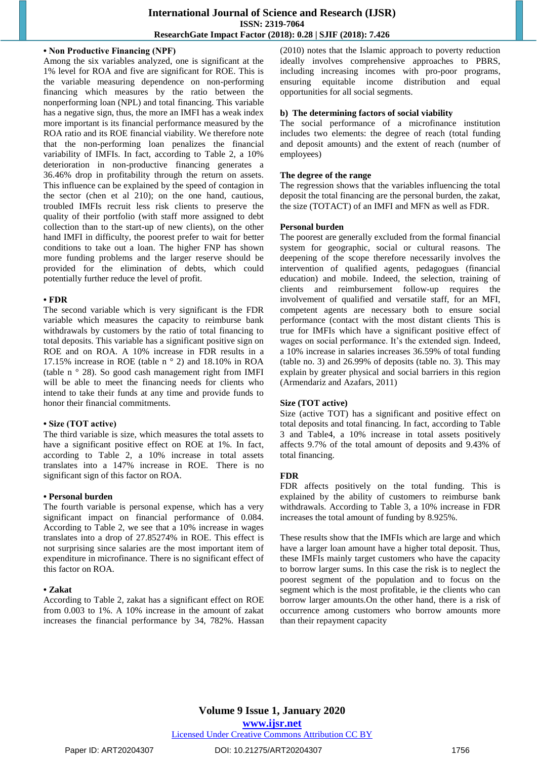**• Non Productive Financing (NPF)**

Among the six variables analyzed, one is significant at the 1% level for ROA and five are significant for ROE. This is the variable measuring dependence on non-performing financing which measures by the ratio between the nonperforming loan (NPL) and total financing. This variable has a negative sign, thus, the more an IMFI has a weak index more important is its financial performance measured by the ROA ratio and its ROE financial viability. We therefore note that the non-performing loan penalizes the financial variability of IMFIs. In fact, according to Table 2, a 10% deterioration in non-productive financing generates a 36.46% drop in profitability through the return on assets. This influence can be explained by the speed of contagion in the sector (chen et al 210); on the one hand, cautious, troubled IMFIs recruit less risk clients to preserve the quality of their portfolio (with staff more assigned to debt collection than to the start-up of new clients), on the other hand IMFI in difficulty, the poorest prefer to wait for better conditions to take out a loan. The higher FNP has shown more funding problems and the larger reserve should be provided for the elimination of debts, which could potentially further reduce the level of profit.

**• FDR**

The second variable which is very significant is the FDR variable which measures the capacity to reimburse bank withdrawals by customers by the ratio of total financing to total deposits. This variable has a significant positive sign on ROE and on ROA. A 10% increase in FDR results in a 17.15% increase in ROE (table n ° 2) and 18.10% in ROA (table n ° 28). So good cash management right from IMFI will be able to meet the financing needs for clients who intend to take their funds at any time and provide funds to honor their financial commitments.

**• Size (TOT active)**

The third variable is size, which measures the total assets to have a significant positive effect on ROE at 1%. In fact, according to Table 2, a 10% increase in total assets translates into a 147% increase in ROE. There is no significant sign of this factor on ROA.

**• Personal burden**

The fourth variable is personal expense, which has a very significant impact on financial performance of 0.084. According to Table 2, we see that a 10% increase in wages translates into a drop of 27.85274% in ROE. This effect is not surprising since salaries are the most important item of expenditure in microfinance. There is no significant effect of this factor on ROA.

**• Zakat**

According to Table 2, zakat has a significant effect on ROE from 0.003 to 1%. A 10% increase in the amount of zakat increases the financial performance by 34, 782%. Hassan (2010) notes that the Islamic approach to poverty reduction ideally involves comprehensive approaches to PBRS, including increasing incomes with pro-poor programs, ensuring equitable income distribution and equal opportunities for all social segments.

### b) The determining factors of social viability

The social performance of a microfinance institution includes two elements: the degree of reach (total funding and deposit amounts) and the extent of reach (number of employees)

**The degree of the range**

The regression shows that the variables influencing the total deposit the total financing are the personal burden, the zakat, the size (TOTACT) of an IMFI and MFN as well as FDR.

**Personal burden**

The poorest are generally excluded from the formal financial system for geographic, social or cultural reasons. The deepening of the scope therefore necessarily involves the intervention of qualified agents, pedagogues (financial education) and mobile. Indeed, the selection, training of clients and reimbursement follow-up requires the involvement of qualified and versatile staff, for an MFI, competent agents are necessary both to ensure social performance (contact with the most distant clients This is true for IMFIs which have a significant positive effect of wages on social performance. It's the extended sign. Indeed, a 10% increase in salaries increases 36.59% of total funding (table no. 3) and 26.99% of deposits (table no. 3). This may explain by greater physical and social barriers in this region (Armendariz and Azafars, 2011)

**Size (TOT active)**

Size (active TOT) has a significant and positive effect on total deposits and total financing. In fact, according to Table 3 and Table4, a 10% increase in total assets positively affects 9.7% of the total amount of deposits and 9.43% of total financing.

**FDR**

FDR affects positively on the total funding. This is explained by the ability of customers to reimburse bank withdrawals. According to Table 3, a 10% increase in FDR increases the total amount of funding by 8.925%.

These results show that the IMFIs which are large and which have a larger loan amount have a higher total deposit. Thus, these IMFIs mainly target customers who have the capacity to borrow larger sums. In this case the risk is to neglect the poorest segment of the population and to focus on the segment which is the most profitable, ie the clients who can borrow larger amounts.On the other hand, there is a risk of occurrence among customers who borrow amounts more than their repayment capacity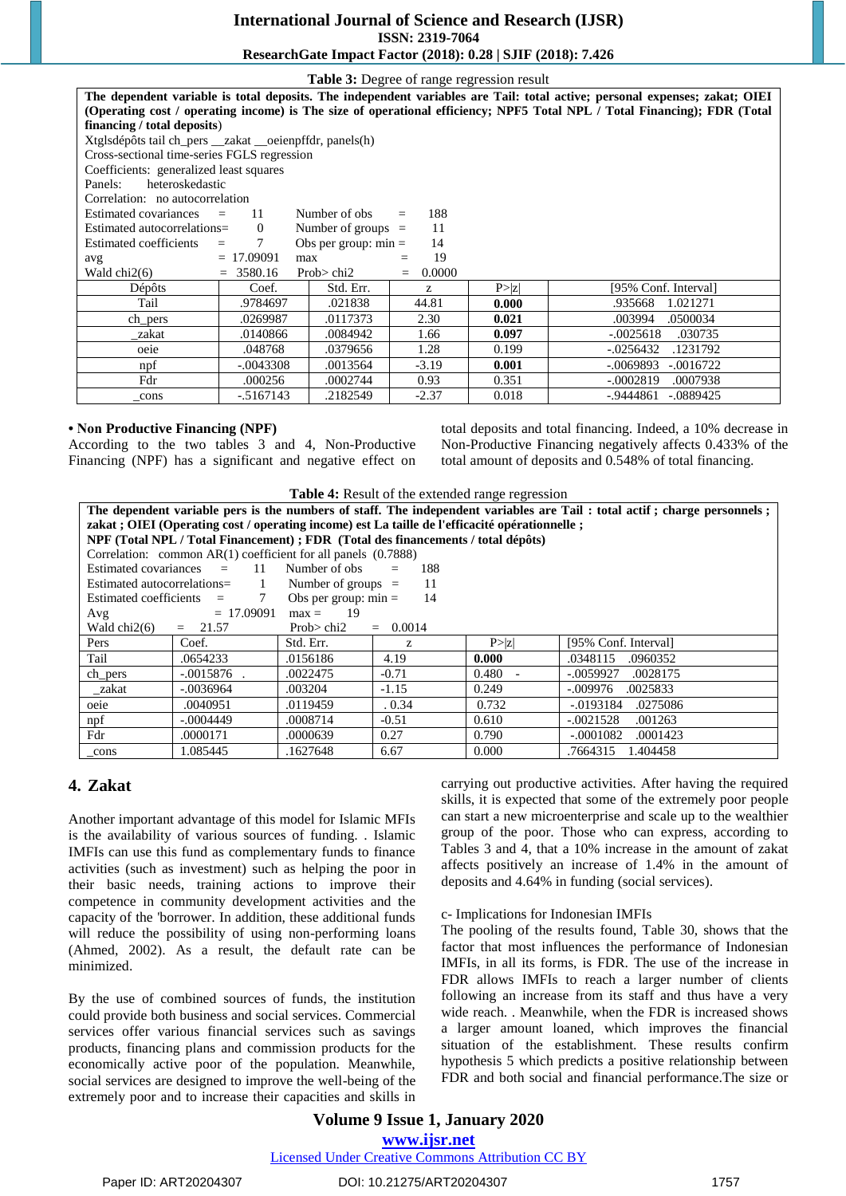**Table 3:** Degree of range regression result

| **The dependent variable is total deposits. The independent variables are Tail: total active; personal expenses; zakat; OIEI (Operating cost / operating income) is The size of operational efficiency; NPF5 Total NPL / Total Financing); FDR (Total financing / total deposits)** | | | | | |
|---|---|---|---|---|---|
| Xtglsdépôts tail ch_pers __zakat __oeienpffdr, panels(h) | | | | | |
| Cross-sectional time-series FGLS regression | | | | | |
| Coefficients: generalized least squares | | | | | |
| Panels: heteroskedastic | | | | | |
| Correlation: no autocorrelation | | | | | |
| Estimated covariances = 11 | Number of obs = 188 | | | | |
| Estimated autocorrelations= 0 | Number of groups = 11 | | | | |
| Estimated coefficients = 7 | Obs per group: min = 14 | | | | |
| avg = 17.09091 | max = 19 | | | | |
| Wald chi2(6) = 3580.16 | Prob> chi2 = 0.0000 | | | | |
| Dépôts | Coef. | Std. Err. | z | P>\|z\| | [95% Conf. Interval] |
| Tail | .9784697 | .021838 | 44.81 | **0.000** | .935668 1.021271 |
| ch_pers | .0269987 | .0117373 | 2.30 | **0.021** | .003994 .0500034 |
| _zakat | .0140866 | .0084942 | 1.66 | **0.097** | -.0025618 .030735 |
| oeie | .048768 | .0379656 | 1.28 | 0.199 | -.0256432 .1231792 |
| npf | -.0043308 | .0013564 | -3.19 | **0.001** | -.0069893 -.0016722 |
| Fdr | .000256 | .0002744 | 0.93 | 0.351 | -.0002819 .0007938 |
| _cons | -.5167143 | .2182549 | -2.37 | 0.018 | -.9444861 -.0889425 |

- **Non Productive Financing (NPF)**

According to the two tables 3 and 4, Non-Productive Financing (NPF) has a significant and negative effect on total deposits and total financing. Indeed, a 10% decrease in Non-Productive Financing negatively affects 0.433% of the total amount of deposits and 0.548% of total financing.

**Table 4:** Result of the extended range regression

| **The dependent variable pers is the numbers of staff. The independent variables are Tail : total actif ; charge personnels ; zakat ; OIEI (Operating cost / operating income) est La taille de l'efficacité opérationnelle ; NPF (Total NPL / Total Financement) ; FDR (Total des financements / total dépôts)** | | | | | |
|---|---|---|---|---|---|
| Correlation: common AR(1) coefficient for all panels (0.7888) | | | | | |
| Estimated covariances = 11 | Number of obs = 188 | | | | |
| Estimated autocorrelations= 1 | Number of groups = 11 | | | | |
| Estimated coefficients = 7 | Obs per group: min = 14 | | | | |
| Avg = 17.09091 | max = 19 | | | | |
| Wald chi2(6) = 21.57 | Prob> chi2 = 0.0014 | | | | |
| Pers | Coef. | Std. Err. | z | P>\|z\| | [95% Conf. Interval] |
| Tail | .0654233 | .0156186 | 4.19 | **0.000** | .0348115 .0960352 |
| ch_pers | -.0015876 . | .0022475 | -0.71 | 0.480 - | -.0059927 .0028175 |
| _zakat | -.0036964 | .003204 | -1.15 | 0.249 | -.009976 .0025833 |
| oeie | .0040951 | .0119459 | . 0.34 | 0.732 | -.0193184 .0275086 |
| npf | -.0004449 | .0008714 | -0.51 | 0.610 | -.0021528 .001263 |
| Fdr | .0000171 | .0000639 | 0.27 | 0.790 | -.0001082 .0001423 |
| _cons | 1.085445 | .1627648 | 6.67 | 0.000 | .7664315 1.404458 |

## 4. Zakat

Another important advantage of this model for Islamic MFIs is the availability of various sources of funding. . Islamic IMFIs can use this fund as complementary funds to finance activities (such as investment) such as helping the poor in their basic needs, training actions to improve their competence in community development activities and the capacity of the 'borrower. In addition, these additional funds will reduce the possibility of using non-performing loans (Ahmed, 2002). As a result, the default rate can be minimized.

By the use of combined sources of funds, the institution could provide both business and social services. Commercial services offer various financial services such as savings products, financing plans and commission products for the economically active poor of the population. Meanwhile, social services are designed to improve the well-being of the extremely poor and to increase their capacities and skills in carrying out productive activities. After having the required skills, it is expected that some of the extremely poor people can start a new microenterprise and scale up to the wealthier group of the poor. Those who can express, according to Tables 3 and 4, that a 10% increase in the amount of zakat affects positively an increase of 1.4% in the amount of deposits and 4.64% in funding (social services).

c- Implications for Indonesian IMFIs

The pooling of the results found, Table 30, shows that the factor that most influences the performance of Indonesian IMFIs, in all its forms, is FDR. The use of the increase in FDR allows IMFIs to reach a larger number of clients following an increase from its staff and thus have a very wide reach. . Meanwhile, when the FDR is increased shows a larger amount loaned, which improves the financial situation of the establishment. These results confirm hypothesis 5 which predicts a positive relationship between FDR and both social and financial performance.The size or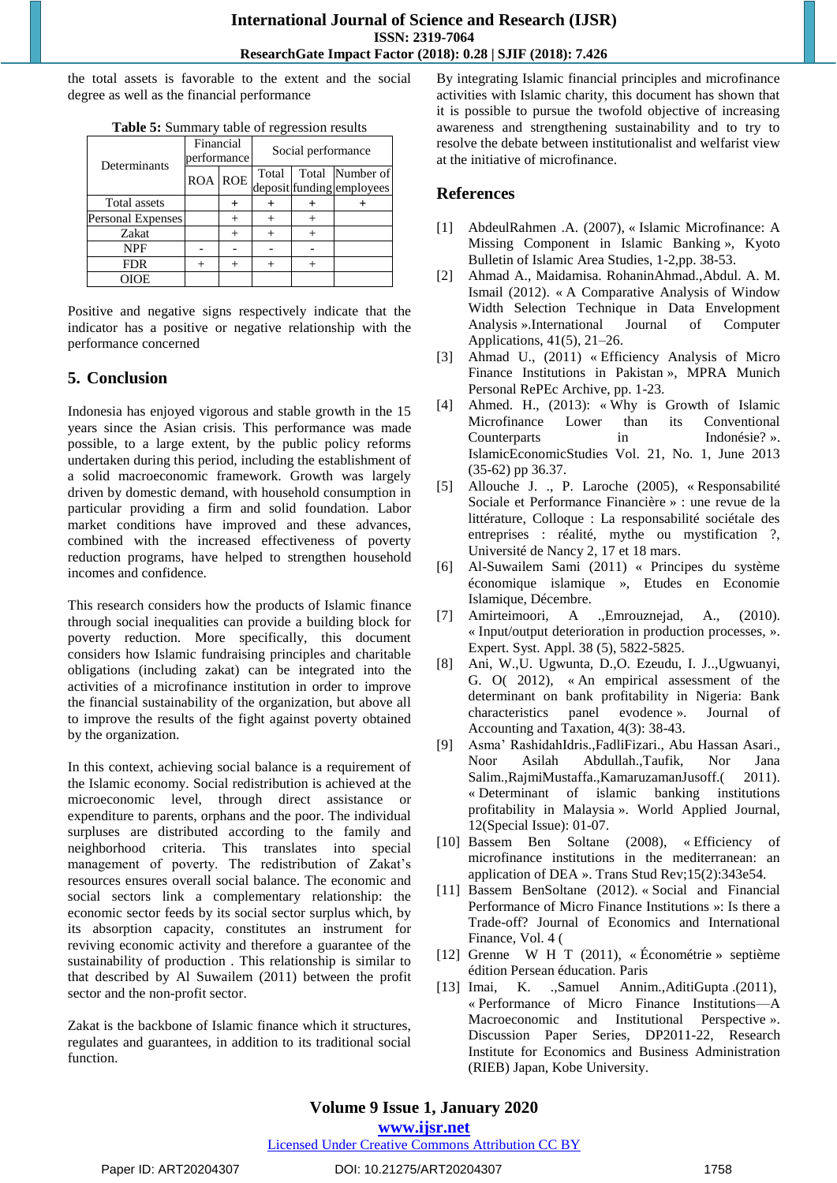the total assets is favorable to the extent and the social degree as well as the financial performance

**Table 5:** Summary table of regression results

| Determinants | Financial performance | | Social performance | | |
|---|---|---|---|---|---|
| | ROA | ROE | Total deposit | Total funding | Number of employees |
| Total assets | | + | + | + | + |
| Personal Expenses | | + | + | + | |
| Zakat | | + | + | + | |
| NPF | - | - | - | - | |
| FDR | + | + | + | + | |
| OIOE | | | | | |

Positive and negative signs respectively indicate that the indicator has a positive or negative relationship with the performance concerned

## 5. Conclusion

Indonesia has enjoyed vigorous and stable growth in the 15 years since the Asian crisis. This performance was made possible, to a large extent, by the public policy reforms undertaken during this period, including the establishment of a solid macroeconomic framework. Growth was largely driven by domestic demand, with household consumption in particular providing a firm and solid foundation. Labor market conditions have improved and these advances, combined with the increased effectiveness of poverty reduction programs, have helped to strengthen household incomes and confidence.

This research considers how the products of Islamic finance through social inequalities can provide a building block for poverty reduction. More specifically, this document considers how Islamic fundraising principles and charitable obligations (including zakat) can be integrated into the activities of a microfinance institution in order to improve the financial sustainability of the organization, but above all to improve the results of the fight against poverty obtained by the organization.

In this context, achieving social balance is a requirement of the Islamic economy. Social redistribution is achieved at the microeconomic level, through direct assistance or expenditure to parents, orphans and the poor. The individual surpluses are distributed according to the family and neighborhood criteria. This translates into special management of poverty. The redistribution of Zakat's resources ensures overall social balance. The economic and social sectors link a complementary relationship: the economic sector feeds by its social sector surplus which, by its absorption capacity, constitutes an instrument for reviving economic activity and therefore a guarantee of the sustainability of production . This relationship is similar to that described by Al Suwailem (2011) between the profit sector and the non-profit sector.

Zakat is the backbone of Islamic finance which it structures, regulates and guarantees, in addition to its traditional social function.

By integrating Islamic financial principles and microfinance activities with Islamic charity, this document has shown that it is possible to pursue the twofold objective of increasing awareness and strengthening sustainability and to try to resolve the debate between institutionalist and welfarist view at the initiative of microfinance.

## References

[1] AbdeulRahmen .A. (2007), « Islamic Microfinance: A Missing Component in Islamic Banking », Kyoto Bulletin of Islamic Area Studies, 1-2,pp. 38-53.

[2] Ahmad A., Maidamisa. RohaninAhmad.,Abdul. A. M. Ismail (2012). « A Comparative Analysis of Window Width Selection Technique in Data Envelopment Analysis ».International Journal of Computer Applications, 41(5), 21–26.

[3] Ahmad U., (2011) « Efficiency Analysis of Micro Finance Institutions in Pakistan », MPRA Munich Personal RePEc Archive, pp. 1-23.

[4] Ahmed. H., (2013): « Why is Growth of Islamic Microfinance Lower than its Conventional Counterparts in Indonésie? ». IslamicEconomicStudies Vol. 21, No. 1, June 2013 (35-62) pp 36.37.

[5] Allouche J. ., P. Laroche (2005), « Responsabilité Sociale et Performance Financière » : une revue de la littérature, Colloque : La responsabilité sociétale des entreprises : réalité, mythe ou mystification ?, Université de Nancy 2, 17 et 18 mars.

[6] Al-Suwailem Sami (2011) « Principes du système économique islamique », Etudes en Economie Islamique, Décembre.

[7] Amirteimoori, A .,Emrouznejad, A., (2010). « Input/output deterioration in production processes, ». Expert. Syst. Appl. 38 (5), 5822-5825.

[8] Ani, W.,U. Ugwunta, D.,O. Ezeudu, I. J..,Ugwuanyi, G. O( 2012), « An empirical assessment of the determinant on bank profitability in Nigeria: Bank characteristics panel evodence ». Journal of Accounting and Taxation, 4(3): 38-43.

[9] Asma' RashidahIdris.,FadliFizari., Abu Hassan Asari., Noor Asilah Abdullah.,Taufik, Nor Jana Salim.,RajmiMustaffa.,KamaruzamanJusoff.( 2011). « Determinant of islamic banking institutions profitability in Malaysia ». World Applied Journal, 12(Special Issue): 01-07.

[10] Bassem Ben Soltane (2008), « Efficiency of microfinance institutions in the mediterranean: an application of DEA ». Trans Stud Rev;15(2):343e54.

[11] Bassem BenSoltane (2012). « Social and Financial Performance of Micro Finance Institutions »: Is there a Trade-off? Journal of Economics and International Finance, Vol. 4 (

[12] Grenne W H T (2011), « Économétrie » septième édition Persean éducation. Paris

[13] Imai, K. .,Samuel Annim.,AditiGupta .(2011), « Performance of Micro Finance Institutions—A Macroeconomic and Institutional Perspective ». Discussion Paper Series, DP2011-22, Research Institute for Economics and Business Administration (RIEB) Japan, Kobe University.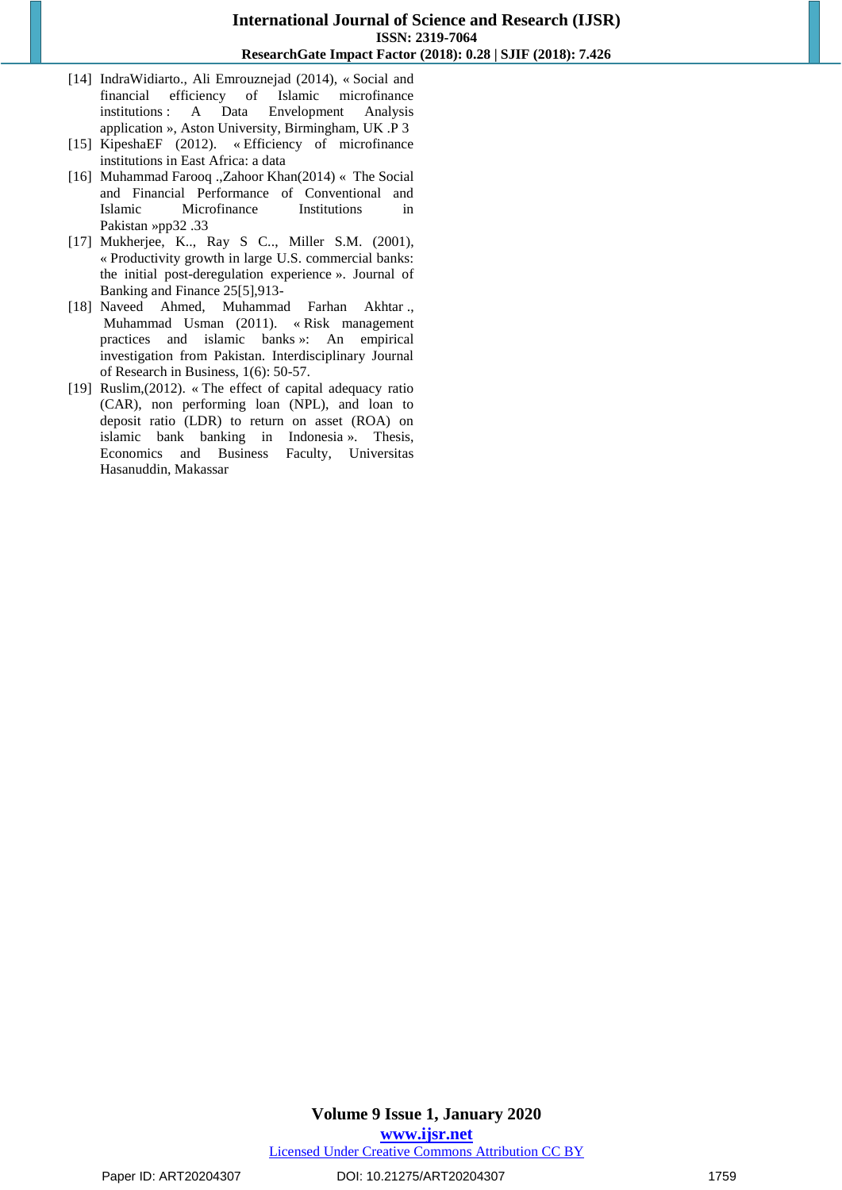[14] IndraWidiarto., Ali Emrouznejad (2014), « Social and financial efficiency of Islamic microfinance institutions : A Data Envelopment Analysis application », Aston University, Birmingham, UK .P 3

[15] KipeshaEF (2012). « Efficiency of microfinance institutions in East Africa: a data

[16] Muhammad Farooq .,Zahoor Khan(2014) « The Social and Financial Performance of Conventional and Islamic Microfinance Institutions in Pakistan »pp32 .33

[17] Mukherjee, K.., Ray S C.., Miller S.M. (2001), « Productivity growth in large U.S. commercial banks: the initial post-deregulation experience ». Journal of Banking and Finance 25[5],913-

[18] Naveed Ahmed, Muhammad Farhan Akhtar ., Muhammad Usman (2011). « Risk management practices and islamic banks »: An empirical investigation from Pakistan. Interdisciplinary Journal of Research in Business, 1(6): 50-57.

[19] Ruslim,(2012). « The effect of capital adequacy ratio (CAR), non performing loan (NPL), and loan to deposit ratio (LDR) to return on asset (ROA) on islamic bank banking in Indonesia ». Thesis, Economics and Business Faculty, Universitas Hasanuddin, Makassar